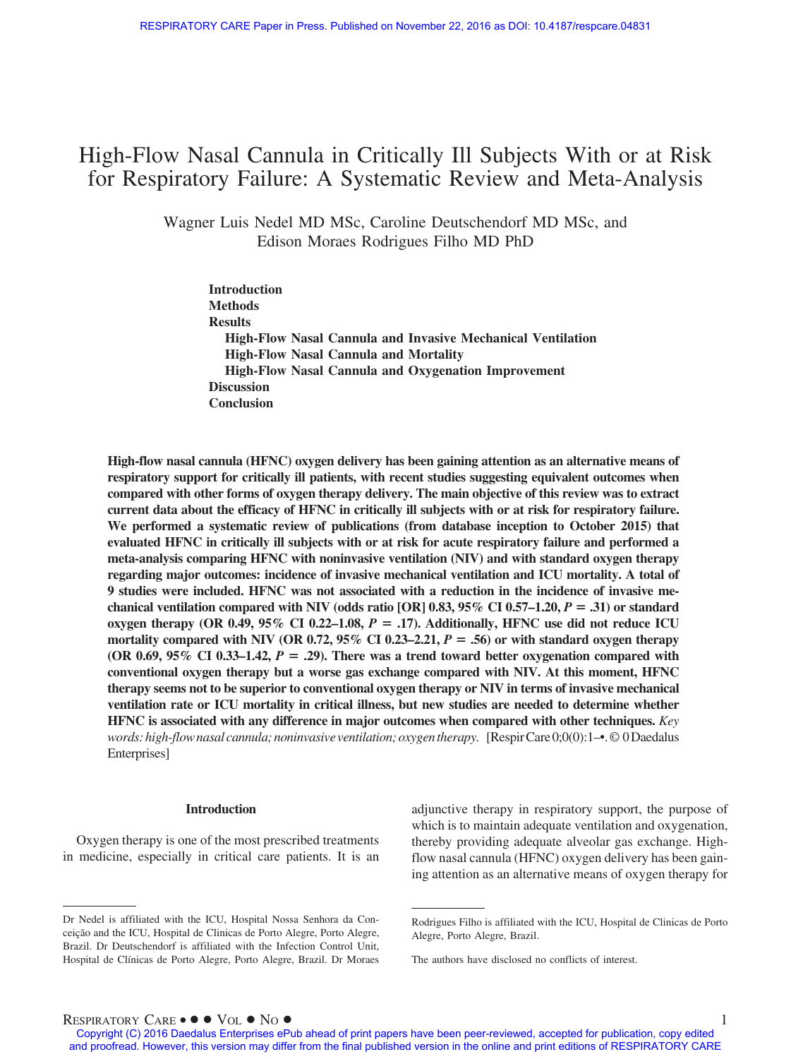# High-Flow Nasal Cannula in Critically Ill Subjects With or at Risk for Respiratory Failure: A Systematic Review and Meta-Analysis

Wagner Luis Nedel MD MSc, Caroline Deutschendorf MD MSc, and Edison Moraes Rodrigues Filho MD PhD

**Introduction**
**Methods**
**Results**
  **High-Flow Nasal Cannula and Invasive Mechanical Ventilation**
  **High-Flow Nasal Cannula and Mortality**
  **High-Flow Nasal Cannula and Oxygenation Improvement**
**Discussion**
**Conclusion**

**High-flow nasal cannula (HFNC) oxygen delivery has been gaining attention as an alternative means of respiratory support for critically ill patients, with recent studies suggesting equivalent outcomes when compared with other forms of oxygen therapy delivery. The main objective of this review was to extract current data about the efficacy of HFNC in critically ill subjects with or at risk for respiratory failure. We performed a systematic review of publications (from database inception to October 2015) that evaluated HFNC in critically ill subjects with or at risk for acute respiratory failure and performed a meta-analysis comparing HFNC with noninvasive ventilation (NIV) and with standard oxygen therapy regarding major outcomes: incidence of invasive mechanical ventilation and ICU mortality. A total of 9 studies were included. HFNC was not associated with a reduction in the incidence of invasive mechanical ventilation compared with NIV (odds ratio [OR] 0.83, 95% CI 0.57–1.20, *P* = .31) or standard oxygen therapy (OR 0.49, 95% CI 0.22–1.08, *P* = .17). Additionally, HFNC use did not reduce ICU mortality compared with NIV (OR 0.72, 95% CI 0.23–2.21, *P* = .56) or with standard oxygen therapy (OR 0.69, 95% CI 0.33–1.42, *P* = .29). There was a trend toward better oxygenation compared with conventional oxygen therapy but a worse gas exchange compared with NIV. At this moment, HFNC therapy seems not to be superior to conventional oxygen therapy or NIV in terms of invasive mechanical ventilation rate or ICU mortality in critical illness, but new studies are needed to determine whether HFNC is associated with any difference in major outcomes when compared with other techniques.** *Key words: high-flow nasal cannula; noninvasive ventilation; oxygen therapy.* [Respir Care 0;0(0):1–•. © 0 Daedalus Enterprises]

## Introduction

Oxygen therapy is one of the most prescribed treatments in medicine, especially in critical care patients. It is an adjunctive therapy in respiratory support, the purpose of which is to maintain adequate ventilation and oxygenation, thereby providing adequate alveolar gas exchange. High-flow nasal cannula (HFNC) oxygen delivery has been gaining attention as an alternative means of oxygen therapy for

---

Dr Nedel is affiliated with the ICU, Hospital Nossa Senhora da Conceição and the ICU, Hospital de Clinicas de Porto Alegre, Porto Alegre, Brazil. Dr Deutschendorf is affiliated with the Infection Control Unit, Hospital de Clínicas de Porto Alegre, Porto Alegre, Brazil. Dr Moraes Rodrigues Filho is affiliated with the ICU, Hospital de Clinicas de Porto Alegre, Porto Alegre, Brazil.

The authors have disclosed no conflicts of interest.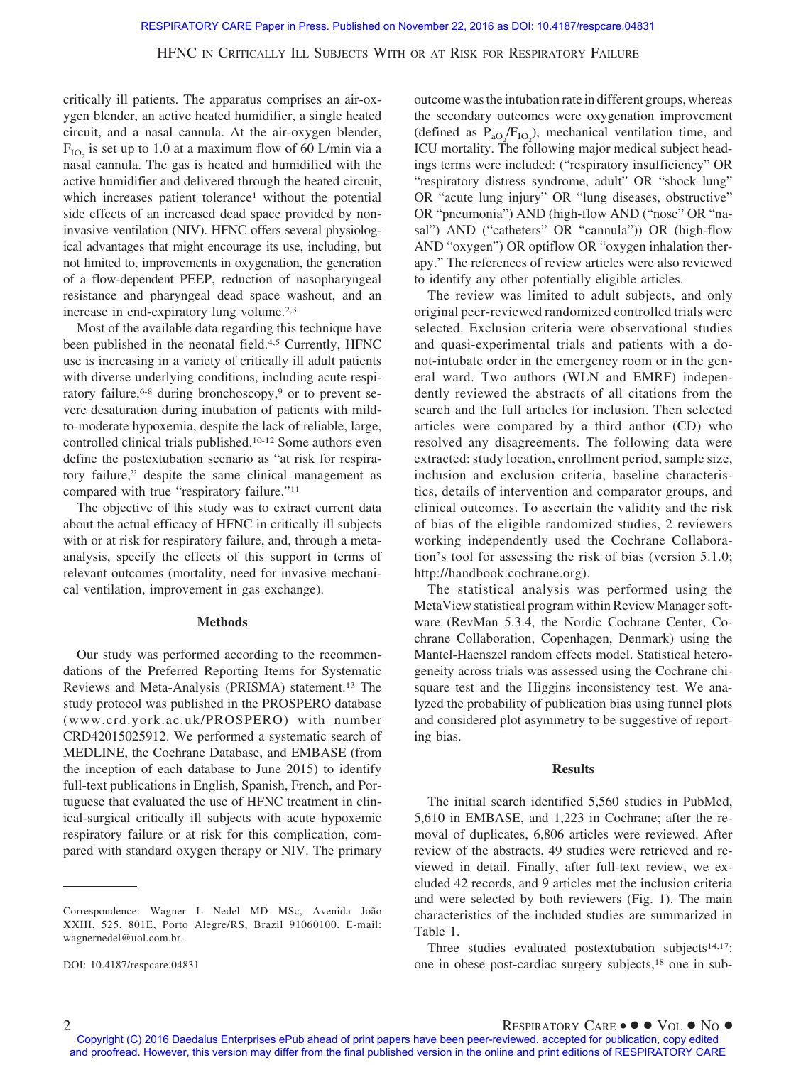critically ill patients. The apparatus comprises an air-oxygen blender, an active heated humidifier, a single heated circuit, and a nasal cannula. At the air-oxygen blender, $F_{IO_2}$ is set up to 1.0 at a maximum flow of 60 L/min via a nasal cannula. The gas is heated and humidified with the active humidifier and delivered through the heated circuit, which increases patient tolerance[1] without the potential side effects of an increased dead space provided by noninvasive ventilation (NIV). HFNC offers several physiological advantages that might encourage its use, including, but not limited to, improvements in oxygenation, the generation of a flow-dependent PEEP, reduction of nasopharyngeal resistance and pharyngeal dead space washout, and an increase in end-expiratory lung volume.[2,3]

Most of the available data regarding this technique have been published in the neonatal field.[4,5] Currently, HFNC use is increasing in a variety of critically ill adult patients with diverse underlying conditions, including acute respiratory failure,[6-8] during bronchoscopy,[9] or to prevent severe desaturation during intubation of patients with mild-to-moderate hypoxemia, despite the lack of reliable, large, controlled clinical trials published.[10-12] Some authors even define the postextubation scenario as "at risk for respiratory failure," despite the same clinical management as compared with true "respiratory failure."[11]

The objective of this study was to extract current data about the actual efficacy of HFNC in critically ill subjects with or at risk for respiratory failure, and, through a meta-analysis, specify the effects of this support in terms of relevant outcomes (mortality, need for invasive mechanical ventilation, improvement in gas exchange).

## Methods

Our study was performed according to the recommendations of the Preferred Reporting Items for Systematic Reviews and Meta-Analysis (PRISMA) statement.[13] The study protocol was published in the PROSPERO database (www.crd.york.ac.uk/PROSPERO) with number CRD42015025912. We performed a systematic search of MEDLINE, the Cochrane Database, and EMBASE (from the inception of each database to June 2015) to identify full-text publications in English, Spanish, French, and Portuguese that evaluated the use of HFNC treatment in clinical-surgical critically ill subjects with acute hypoxemic respiratory failure or at risk for this complication, compared with standard oxygen therapy or NIV. The primary outcome was the intubation rate in different groups, whereas the secondary outcomes were oxygenation improvement (defined as $P_{aO_2}/F_{IO_2}$), mechanical ventilation time, and ICU mortality. The following major medical subject headings terms were included: ("respiratory insufficiency" OR "respiratory distress syndrome, adult" OR "shock lung" OR "acute lung injury" OR "lung diseases, obstructive" OR "pneumonia") AND (high-flow AND ("nose" OR "nasal") AND ("catheters" OR "cannula")) OR (high-flow AND "oxygen") OR optiflow OR "oxygen inhalation therapy." The references of review articles were also reviewed to identify any other potentially eligible articles.

The review was limited to adult subjects, and only original peer-reviewed randomized controlled trials were selected. Exclusion criteria were observational studies and quasi-experimental trials and patients with a do-not-intubate order in the emergency room or in the general ward. Two authors (WLN and EMRF) independently reviewed the abstracts of all citations from the search and the full articles for inclusion. Then selected articles were compared by a third author (CD) who resolved any disagreements. The following data were extracted: study location, enrollment period, sample size, inclusion and exclusion criteria, baseline characteristics, details of intervention and comparator groups, and clinical outcomes. To ascertain the validity and the risk of bias of the eligible randomized studies, 2 reviewers working independently used the Cochrane Collaboration's tool for assessing the risk of bias (version 5.1.0; http://handbook.cochrane.org).

The statistical analysis was performed using the MetaView statistical program within Review Manager software (RevMan 5.3.4, the Nordic Cochrane Center, Cochrane Collaboration, Copenhagen, Denmark) using the Mantel-Haenszel random effects model. Statistical heterogeneity across trials was assessed using the Cochrane chi-square test and the Higgins inconsistency test. We analyzed the probability of publication bias using funnel plots and considered plot asymmetry to be suggestive of reporting bias.

## Results

The initial search identified 5,560 studies in PubMed, 5,610 in EMBASE, and 1,223 in Cochrane; after the removal of duplicates, 6,806 articles were reviewed. After review of the abstracts, 49 studies were retrieved and reviewed in detail. Finally, after full-text review, we excluded 42 records, and 9 articles met the inclusion criteria and were selected by both reviewers (Fig. 1). The main characteristics of the included studies are summarized in Table 1.

Three studies evaluated postextubation subjects[14,17]: one in obese post-cardiac surgery subjects,[18] one in sub-

Correspondence: Wagner L Nedel MD MSc, Avenida João XXIII, 525, 801E, Porto Alegre/RS, Brazil 91060100. E-mail: wagnernedel@uol.com.br.

DOI: 10.4187/respcare.04831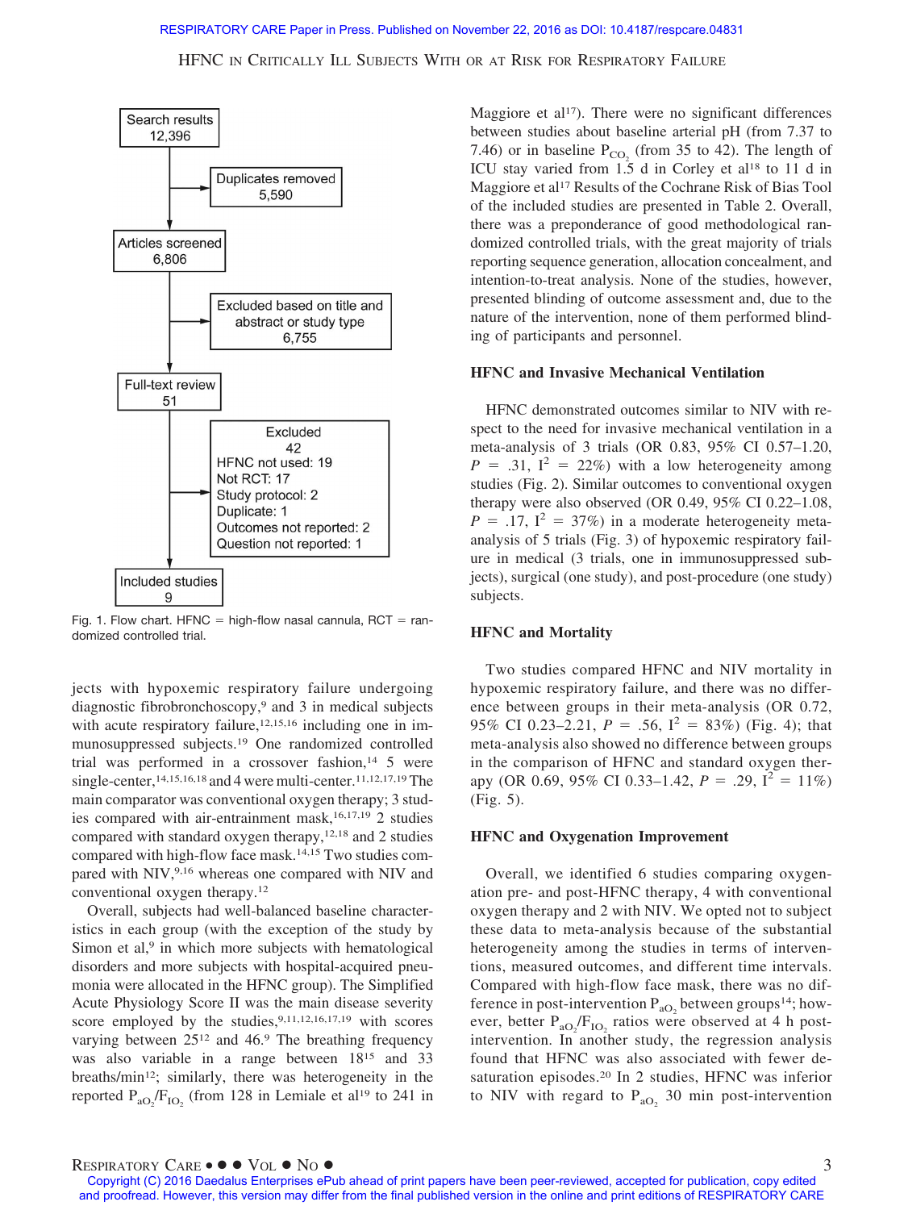Search results 12,396

Duplicates removed 5,590

Articles screened 6,806

Excluded based on title and abstract or study type 6,755

Full-text review 51

Excluded 42
HFNC not used: 19
Not RCT: 17
Study protocol: 2
Duplicate: 1
Outcomes not reported: 2
Question not reported: 1

Included studies 9

Fig. 1. Flow chart. HFNC = high-flow nasal cannula, RCT = randomized controlled trial.

jects with hypoxemic respiratory failure undergoing diagnostic fibrobronchoscopy,[9] and 3 in medical subjects with acute respiratory failure,[12,15,16] including one in immunosuppressed subjects.[19] One randomized controlled trial was performed in a crossover fashion,[14] 5 were single-center,[14,15,16,18] and 4 were multi-center.[11,12,17,19] The main comparator was conventional oxygen therapy; 3 studies compared with similar air-entrainment mask,[16,17,19] 2 studies compared with standard oxygen therapy,[12,18] and 2 studies compared with high-flow face mask.[14,15] Two studies compared with NIV,[9,16] whereas one compared with NIV and conventional oxygen therapy.[12]

Overall, subjects had well-balanced baseline characteristics in each group (with the exception of the study by Simon et al,[9] in which more subjects with hematological disorders and more subjects with hospital-acquired pneumonia were allocated in the HFNC group). The Simplified Acute Physiology Score II was the main disease severity score employed by the studies,[9,11,12,16,17,19] with scores varying between 25[12] and 46.[9] The breathing frequency was also variable in a range between 18[15] and 33 breaths/min[12]; similarly, there was heterogeneity in the reported $P_{aO_2}/F_{IO_2}$ (from 128 in Lemiale et al[19] to 241 in Maggiore et al[17]). There were no significant differences between studies about baseline arterial pH (from 7.37 to 7.46) or in baseline $P_{CO_2}$ (from 35 to 42). The length of ICU stay varied from 1.5 d in Corley et al[18] to 11 d in Maggiore et al[17] Results of the Cochrane Risk of Bias Tool of the included studies are presented in Table 2. Overall, there was a preponderance of good methodological randomized controlled trials, with the great majority of trials reporting sequence generation, allocation concealment, and intention-to-treat analysis. None of the studies, however, presented blinding of outcome assessment and, due to the nature of the intervention, none of them performed blinding of participants and personnel.

### HFNC and Invasive Mechanical Ventilation

HFNC demonstrated outcomes similar to NIV with respect to the need for invasive mechanical ventilation in a meta-analysis of 3 trials (OR 0.83, 95% CI 0.57–1.20, $P = .31$, $I^2 = 22\%$) with a low heterogeneity among studies (Fig. 2). Similar outcomes to conventional oxygen therapy were also observed (OR 0.49, 95% CI 0.22–1.08, $P = .17$, $I^2 = 37\%$) in a moderate heterogeneity meta-analysis of 5 trials (Fig. 3) of hypoxemic respiratory failure in medical (3 trials, one in immunosuppressed subjects), surgical (one study), and post-procedure (one study) subjects.

### HFNC and Mortality

Two studies compared HFNC and NIV mortality in hypoxemic respiratory failure, and there was no difference between groups in their meta-analysis (OR 0.72, 95% CI 0.23–2.21, $P = .56$, $I^2 = 83\%$) (Fig. 4); that meta-analysis also showed no difference between groups in the comparison of HFNC and standard oxygen therapy (OR 0.69, 95% CI 0.33–1.42, $P = .29$, $I^2 = 11\%$) (Fig. 5).

### HFNC and Oxygenation Improvement

Overall, we identified 6 studies comparing oxygenation pre- and post-HFNC therapy, 4 with conventional oxygen therapy and 2 with NIV. We opted not to subject these data to meta-analysis because of the substantial heterogeneity among the studies in terms of interventions, measured outcomes, and different time intervals. Compared with high-flow face mask, there was no difference in post-intervention $P_{aO_2}$ between groups[14]; however, better $P_{aO_2}/F_{IO_2}$ ratios were observed at 4 h post-intervention. In another study, the regression analysis found that HFNC was also associated with fewer desaturation episodes.[20] In 2 studies, HFNC was inferior to NIV with regard to $P_{aO_2}$ 30 min post-intervention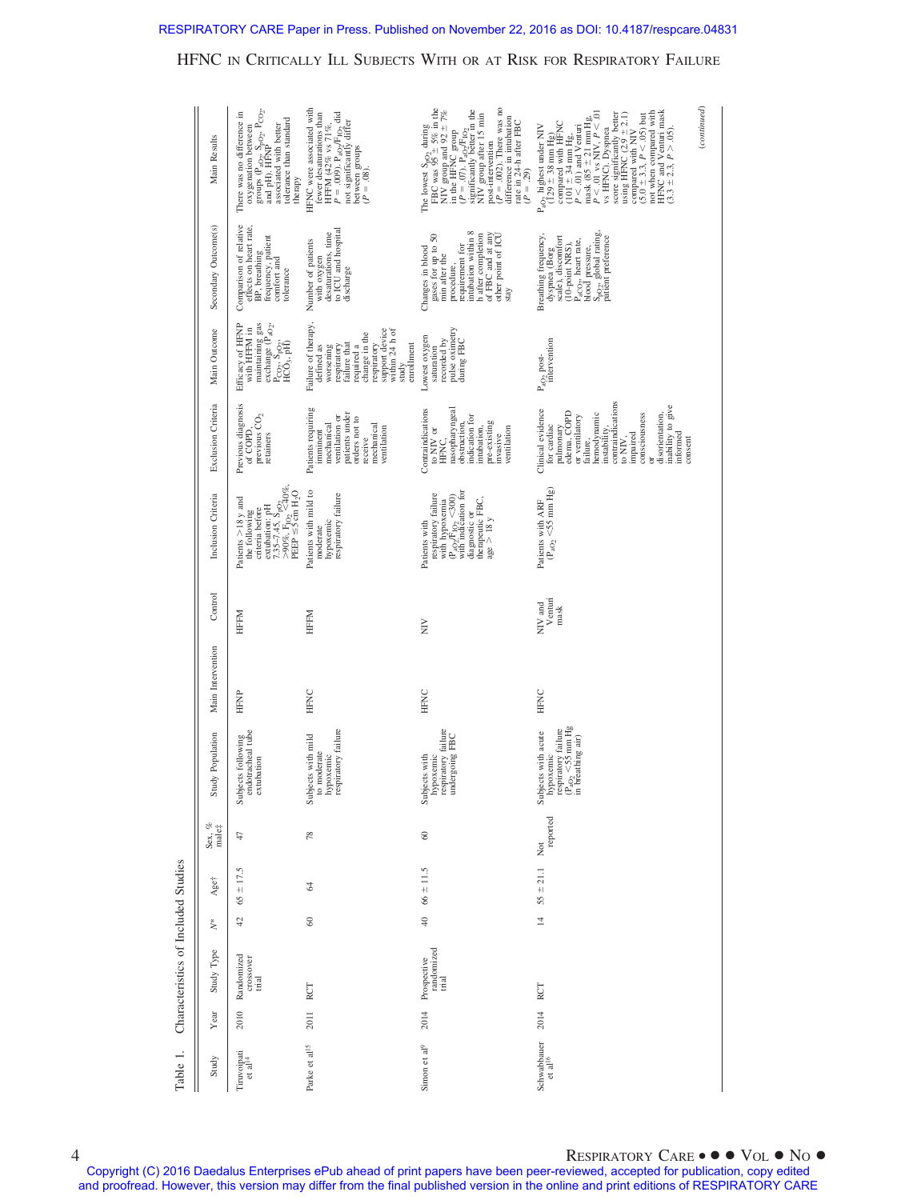Table 1. Characteristics of Included Studies

| Study | Year | Study Type | N* | Age† | Sex, % male‡ | Study Population | Main Intervention | Control | Inclusion Criteria | Exclusion Criteria | Main Outcome | Secondary Outcome(s) | Main Results |
|---|---|---|---|---|---|---|---|---|---|---|---|---|---|
| Tiruvoipati et al[14] | 2010 | Randomized crossover trial | 42 | 65 ± 17.5 | 47 | Subjects following endotracheal tube extubation | HFNP | HFFM | Patients >18 y and the following criteria before extubation: pH 7.35–7.45, $S_{pO_2}$ >90%, $F_{IO_2}$ ≤40%, PEEP ≤5 cm $H_2O$ | Previous diagnosis of COPD, previous $CO_2$ retainers | Efficacy of HFNP with HFFM in maintaining gas exchange ($P_{aO_2}$, $S_{pO_2}$, $P_{CO_2}$, $S_{pO_2}$, $HCO_3$, pH) | Comparison of relative effects on heart rate, BP, breathing frequency, patient comfort and tolerance | There was no difference in oxygenation between groups ($P_{aO_2}$, $S_{pO_2}$, $P_{CO_2}$, and pH). HFNP associated with better tolerance than standard therapy |
| Parke et al[15] | 2011 | RCT | 60 | 64 | 78 | Subjects with mild to moderate hypoxemic respiratory failure | HFNC | HFFM | Patients with mild to moderate hypoxemic respiratory failure | Patients requiring imminent mechanical ventilation or patients under orders not to receive mechanical ventilation | Failure of therapy, defined as worsening respiratory failure that required a change in the respiratory support device within 24 h of study enrollment | Number of patients with oxygen desaturations, time to ICU and hospital discharge | HFNC were associated with fewer desaturations than HFFM (42% vs 71%, $P$ = .009). $P_{aO_2}/F_{IO_2}$ did not significantly differ between groups ($P$ = .08). |
| Simon et al[9] | 2014 | Prospective randomized trial | 40 | 66 ± 11.5 | 60 | Subjects with hypoxemic respiratory failure undergoing FBC | HFNC | NIV | Patients with respiratory failure with hypoxemia ($P_{aO_2}/F_{IO_2}$ <300) with indication for diagnostic or therapeutic FBC, age > 18 y | Contraindications to NIV or HFNC, nasopharyngeal obstruction, indication for intubation, pre-existing invasive ventilation | Lowest oxygen saturation recorded by pulse oximetry during FBC | Changes in blood gases for up to 50 min after the procedure, requirement for intubation within 8 h after completion of FBC and at any other point of ICU stay | The lowest $S_{pO_2}$ during FBC was 95 ± 5% in the NIV group and 92 ± 7% in the HFNC group ($P$ = .07). $P_{aO_2}/F_{IO_2}$ significantly better in the NIV group after 15 min post-intervention ($P$ = .002). There was no difference in intubation rate in 24-h after FBC ($P$ = .29) |
| Schwabbauer et al[16] | 2014 | RCT | 14 | 55 ± 21.1 | Not reported | Subjects with acute hypoxemic respiratory failure ($P_{aO_2}$ <55 mm Hg in breathing air) | HFNC | NIV and Venturi mask | Patients with ARF ($P_{aO_2}$ <55 mm Hg) | Clinical evidence for cardiac pulmonary edema, COPD or ventilatory failure, hemodynamic instability, contraindications to NIV, impaired consciousness or disorientation, inability to give informed consent | $P_{aO_2}$ post-intervention | Breathing frequency, dyspnea (Borg scale), discomfort (10-point NRS), $P_{aCO_2}$, heart rate, blood pressure, $S_{pO_2}$, global rating, patient preference | $P_{aO_2}$ highest under NIV (129 ± 38 mm Hg) compared with HFNC (101 ± 34 mm Hg, $P$ < .01) and Venturi mask (85 ± 21 mm Hg, $P$ < .01 vs NIV, $P$ < .01 vs HFNC). Dyspnea score significantly better using HFNC (2.9 ± 2.1) compared with NIV (5.0 ± 3.3, $P$ < .05) but not when compared with HFNC and Venturi mask (3.3 ± 2.3, $P$ > .05). |

*(continued)*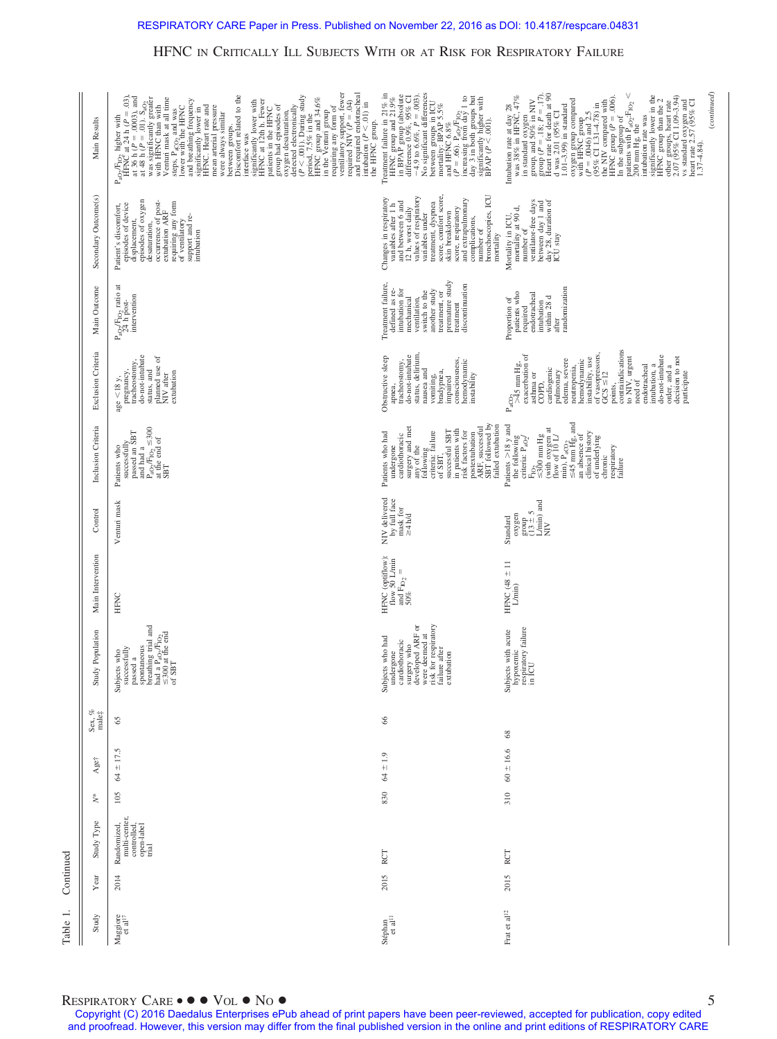Table 1. Continued

| Study | Year | Study Type | N* | Age† | Sex, % male‡ | Study Population | Main Intervention | Control | Inclusion Criteria | Exclusion Criteria | Main Outcome | Secondary Outcome(s) | Main Results |
|---|---|---|---|---|---|---|---|---|---|---|---|---|---|
| Maggiore et al[17] | 2014 | Randomized, multi-center, controlled, open-label trial | 105 | 64 ± 17.5 | 65 | Subjects who successfully passed a spontaneous breathing trial and had a $P_{aO_2}/F_{IO_2}$ ≤300 at the end of SBT | HFNC | Venturi mask | Patients who successfully passed an SBT and had a $P_{aO_2}/F_{IO_2}$ ≤300 at the end of SBT | age <18 y, pregnancy, tracheostomy, do-not-intubate status, and planned use of NIV after extubation | $P_{aO_2}/F_{IO_2}$ ratio at 24 h post-intervention | Patient's discomfort, episodes of device displacement, episodes of oxygen desaturation, occurrence of post-extubation ARF requiring any form of ventilatory support and re-intubation | $P_{aO_2}/F_{IO_2}$ higher with HFNC at 24 h (P = .03), at 36 h (P = .0003), and at 48 h (P = .01). $S_{aO_2}$ was significantly greater with HFNC than with Venturi mask at all time steps. $P_{aCO_2}$ and was lower with the HFNC and breathing frequency significantly lower in HFNC. Heart rate and mean arterial pressure were always similar between groups. Discomfort related to the interface was significantly lower with HFNC at 12 h. Fewer patients in the HFNC group had episodes of oxygen desaturation, detected electronically (P < .001). During study period, 7.5% in the HFNC group and 34.6% in the Venturi group requiring any form of ventilatory support, fewer required NIV (P = .04) and required endotracheal intubation (P < .01) in the HFNC group. |
| Stéphan et al[11] | 2015 | RCT | 830 | 64 ± 1.9 | 66 | Subjects who had undergone cardiothoracic surgery who developed ARF or were deemed at risk for respiratory failure after extubation | HFNC (optiflow): flow 50 L/min and $F_{IO_2}$ = 50% | NIV delivered by full face mask for ≥4 h/d | Patients who had undergone cardiothoracic surgery and met any of the following criteria: failure of SBT, successful SBT in patients with risk factors for postextubation ARF, successful SBT followed by failed extubation | Obstructive sleep apnea, tracheostomy, do-not-intubate status, delirium, nausea and vomiting, bradypnea, impaired consciousness, hemodynamic instability | Treatment failure, defined as re-intubation for mechanical ventilation, switch to the another study treatment, or premature study treatment discontinuation | Changes in respiratory variables after 1 h and between 6 and 12 h, worst daily values of respiratory variables under treatment, dyspnea score, comfort score, skin breakdown score, respiratory and extrapulmonary complications, number of bronchoscopies, ICU mortality | Treatment failure in 21% in HFNC group and 21.9% in BPAP group (absolute difference 0.9%, 95% CI −4.9 to 6.6%, P = .003). No significant differences between groups in ICU mortality: BPAP 5.5% and HFNC 6.8% (P = .66). $P_{aO_2}/F_{IO_2}$ increasing from day 1 to day 3 in both groups but significantly higher with BPAP (P < .001). |
| Frat et al[12] | 2015 | RCT | 310 | 60 ± 16.6 | 68 | Subjects with acute hypoxemic respiratory failure in ICU | HFNC (48 ± 11 L/min) | Standard oxygen group (13 ± 5 L/min) and NIV | Patients >18 y and the following criteria: $P_{aO_2}/F_{IO_2}$ ≤300 mm Hg (with oxygen at flow of 10 L/min), $P_{aCO_2}$ ≤45 mm Hg, and an absence of clinical history of underlying chronic respiratory failure | $P_{aCO_2}$ >45 mm Hg, exacerbation of asthma or COPD, cardiogenic pulmonary edema, severe neutropenia, hemodynamic instability, use of vasopressors, GCS ≤12 points, contraindications to NIV, urgent need of endotracheal intubation, a do-not-intubate order, and a decision to not participate | Proportion of patients who required endotracheal intubation within 28 d after randomization | Mortality in ICU, mortality at 90 d, number of ventilator-free days between day 1 and day 28, duration of ICU stay | Intubation rate at day 28 was 38% in HFNC, 47% in standard oxygen group, and 50% in NIV group (P = .18; P = .17). Heart rate for death at 90 d was 2.01 (95% CI 1.01–3.99) in standard oxygen group compared with HFNC group (P = .0046) and 2.5 (95% CI 1.31–4.78) in the NIV compared with HFNC group (P = .006). In the subgroup of patients with $P_{aO_2}$:$F_{IO_2}$ < 200 mm Hg, the intubation rate was significantly lower in the HFNC group than the 2 other groups, heart rate 2.07 (95% CI 1.09–3.94) vs standard oxygen and heart rate 2.57 (95% CI 1.37–4.84). |

(continued)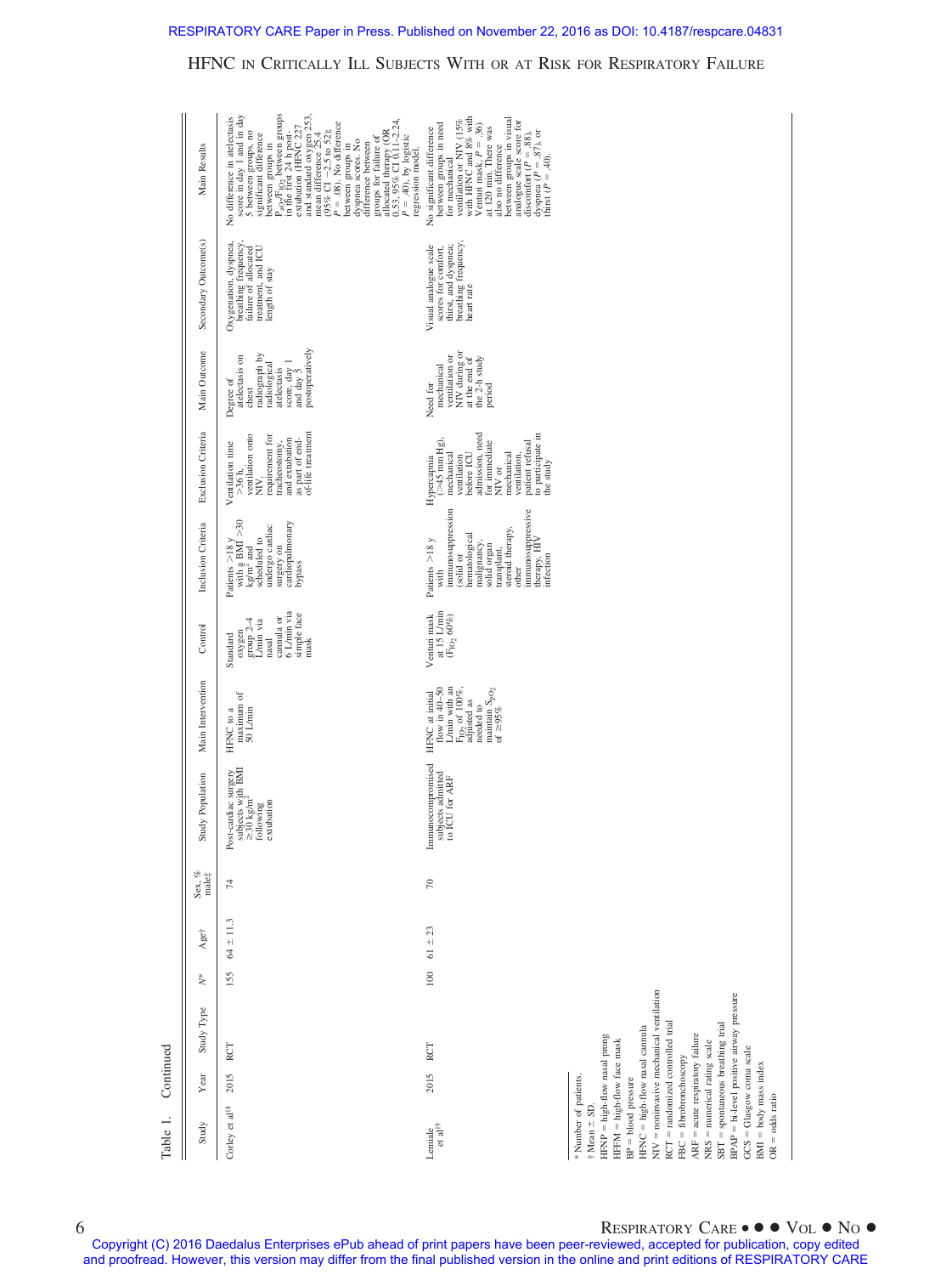Table 1. Continued

| Study | Year | Study Type | N* | Age† | Sex, % male‡ | Study Population | Main Intervention | Control | Inclusion Criteria | Exclusion Criteria | Main Outcome | Secondary Outcome(s) | Main Results |
|---|---|---|---|---|---|---|---|---|---|---|---|---|---|
| Corley et al[18] | 2015 | RCT | 155 | 64 ± 11.3 | 74 | Post-cardiac surgery subjects with BMI ≥30 kg/m² following extubation | HFNC to a maximum of 50 L/min | Standard oxygen group 2–4 L/min via nasal cannula or 6 L/min via simple face mask | Patients >18 y with a BMI >30 kg/m² and scheduled to undergo cardiac surgery on cardiopulmonary bypass | Ventilation time >36 h, ventilation onto NIV, requirement for tracheostomy, and extubation as part of end-of-life treatment | Degree of atelectasis on chest radiograph by radiological atelectasis score, day 1 and day 5 postoperatively | Oxygenation, dyspnea, breathing frequency, failure of allocated treatment, and ICU length of stay | No difference in atelectasis score in day 1 and in day 5 between groups, no significant difference between groups in $P_{aO_2}/F_{IO_2}$ between groups in the first 24 h post-extubation (HFNC 227 and standard oxygen 253, mean difference 25.4 (95% CI −2.5 to 52); $P = .08$). No difference between groups in dyspnea scores. No difference between groups for failure of allocated therapy (OR 0.53, 95% CI 0.11–2.24, $P = .40$), by logistic regression model. |
| Lemiale et al[19] | 2015 | RCT | 100 | 61 ± 23 | 70 | Immunocompromised subjects admitted to ICU for ARF | HFNC at initial flow in 40–50 L/min with an $F_{IO_2}$ of 100%, adjusted as needed to maintain $S_{pO_2}$ of ≥95% | Venturi mask at 15 L/min ($F_{IO_2}$ 60%) | Patients >18 y with immunosuppression (solid or hematological malignancy, solid organ transplant, steroid therapy, other immunosuppressive therapy, HIV infection | Hypercapnia (>45 mm Hg), mechanical ventilation before ICU admission, need for immediate NIV or mechanical ventilation, patient refusal to participate in the study | Need for mechanical ventilation or NIV during or at the end of the 2-h study period | Visual analogue scale scores for comfort, thirst, and dyspnea; breathing frequency, heart rate | No significant difference between groups in need for mechanical ventilation or NIV (15% with HFNC and 8% with Venturi mask, $P = .36$) at 120 min. There was also no difference between groups in visual analogue scale score for discomfort ($P = .88$), dyspnea ($P = .87$), or thirst ($P = .40$). |

\* Number of patients.
† Mean ± SD.
HFNP = high-flow nasal prong
HFFM = high-flow face mask
BP = blood pressure
HFNC = high-flow nasal cannula
NIV = noninvasive mechanical ventilation
RCT = randomized controlled trial
FBC = fibrobronchoscopy
ARF = acute respiratory failure
NRS = numerical rating scale
SBT = spontaneous breathing trial
BPAP = bi-level positive airway pressure
GCS = Glasgow coma scale
BMI = body mass index
OR = odds ratio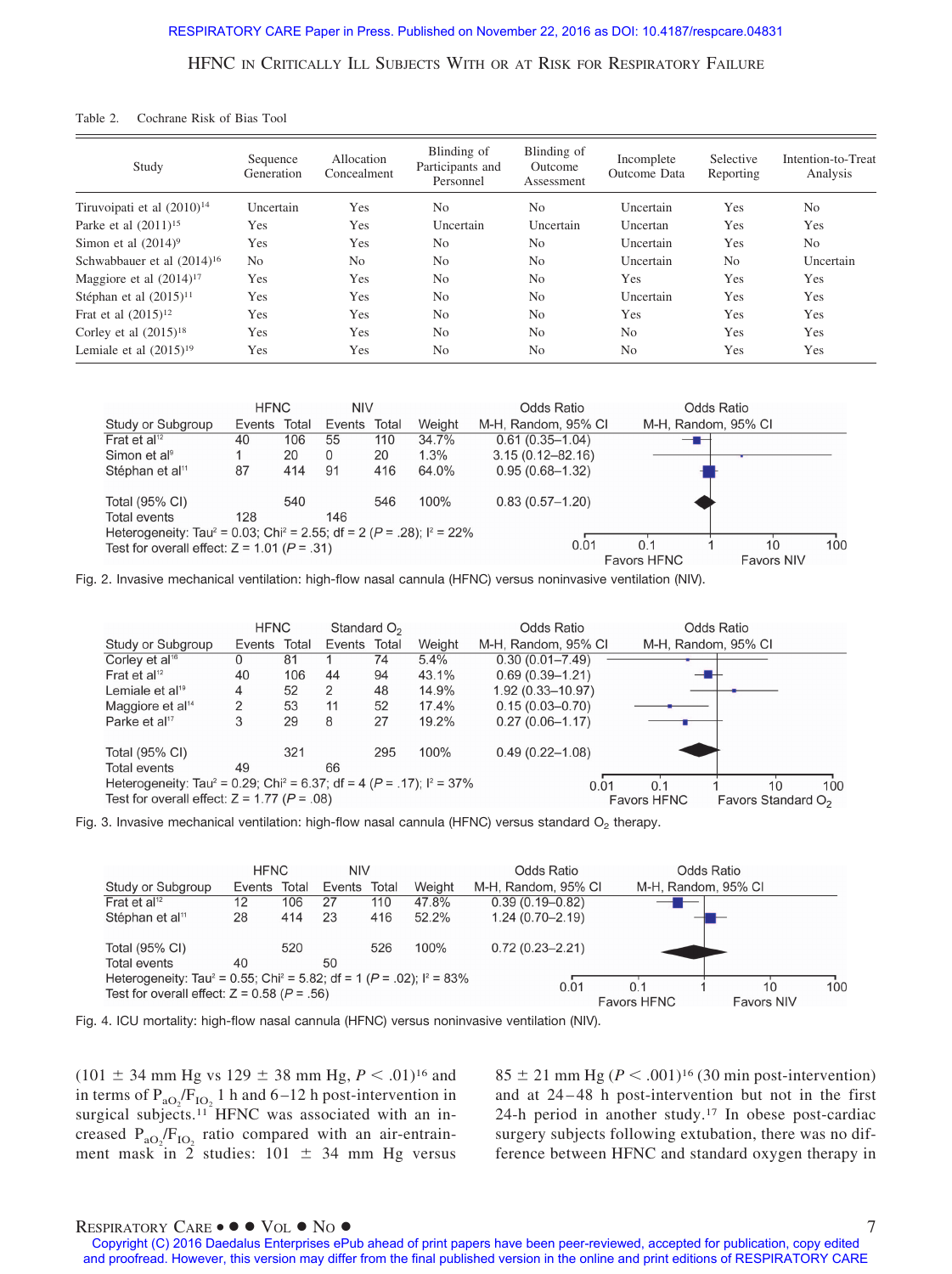Table 2. Cochrane Risk of Bias Tool

| Study | Sequence Generation | Allocation Concealment | Blinding of Participants and Personnel | Blinding of Outcome Assessment | Incomplete Outcome Data | Selective Reporting | Intention-to-Treat Analysis |
|---|---|---|---|---|---|---|---|
| Tiruvoipati et al (2010)[14] | Uncertain | Yes | No | No | Uncertain | Yes | No |
| Parke et al (2011)[15] | Yes | Yes | Uncertain | Uncertain | Uncertan | Yes | Yes |
| Simon et al (2014)[9] | Yes | Yes | No | No | Uncertain | Yes | No |
| Schwabbauer et al (2014)[16] | No | No | No | No | Uncertain | No | Uncertain |
| Maggiore et al (2014)[17] | Yes | Yes | No | No | Yes | Yes | Yes |
| Stéphan et al (2015)[11] | Yes | Yes | No | No | Uncertain | Yes | Yes |
| Frat et al (2015)[12] | Yes | Yes | No | No | Yes | Yes | Yes |
| Corley et al (2015)[18] | Yes | Yes | No | No | No | Yes | Yes |
| Lemiale et al (2015)[19] | Yes | Yes | No | No | No | Yes | Yes |

| Study or Subgroup | HFNC Events | HFNC Total | NIV Events | NIV Total | Weight | Odds Ratio M-H, Random, 95% CI |
|---|---|---|---|---|---|---|
| Frat et al[12] | 40 | 106 | 55 | 110 | 34.7% | 0.61 (0.35–1.04) |
| Simon et al[9] | 1 | 20 | 0 | 20 | 1.3% | 3.15 (0.12–82.16) |
| Stéphan et al[11] | 87 | 414 | 91 | 416 | 64.0% | 0.95 (0.68–1.32) |
| Total (95% CI) | | 540 | | 546 | 100% | 0.83 (0.57–1.20) |
| Total events | 128 | | 146 | | | |

Heterogeneity: Tau$^2$ = 0.03; Chi$^2$ = 2.55; df = 2 ($P$ = .28); I$^2$ = 22%
Test for overall effect: Z = 1.01 ($P$ = .31)

Fig. 2. Invasive mechanical ventilation: high-flow nasal cannula (HFNC) versus noninvasive ventilation (NIV).

| Study or Subgroup | HFNC Events | HFNC Total | Standard $O_2$ Events | Standard $O_2$ Total | Weight | Odds Ratio M-H, Random, 95% CI |
|---|---|---|---|---|---|---|
| Corley et al[16] | 0 | 81 | 1 | 74 | 5.4% | 0.30 (0.01–7.49) |
| Frat et al[12] | 40 | 106 | 44 | 94 | 43.1% | 0.69 (0.39–1.21) |
| Lemiale et al[19] | 4 | 52 | 2 | 48 | 14.9% | 1.92 (0.33–10.97) |
| Maggiore et al[14] | 2 | 53 | 11 | 52 | 17.4% | 0.15 (0.03–0.70) |
| Parke et al[17] | 3 | 29 | 8 | 27 | 19.2% | 0.27 (0.06–1.17) |
| Total (95% CI) | | 321 | | 295 | 100% | 0.49 (0.22–1.08) |
| Total events | 49 | | 66 | | | |

Heterogeneity: Tau$^2$ = 0.29; Chi$^2$ = 6.37; df = 4 ($P$ = .17); I$^2$ = 37%
Test for overall effect: Z = 1.77 ($P$ = .08)

Fig. 3. Invasive mechanical ventilation: high-flow nasal cannula (HFNC) versus standard $O_2$ therapy.

| Study or Subgroup | HFNC Events | HFNC Total | NIV Events | NIV Total | Weight | Odds Ratio M-H, Random, 95% CI |
|---|---|---|---|---|---|---|
| Frat et al[12] | 12 | 106 | 27 | 110 | 47.8% | 0.39 (0.19–0.82) |
| Stéphan et al[11] | 28 | 414 | 23 | 416 | 52.2% | 1.24 (0.70–2.19) |
| Total (95% CI) | | 520 | | 526 | 100% | 0.72 (0.23–2.21) |
| Total events | 40 | | 50 | | | |

Heterogeneity: Tau$^2$ = 0.55; Chi$^2$ = 5.82; df = 1 ($P$ = .02); I$^2$ = 83%
Test for overall effect: Z = 0.58 ($P$ = .56)

Fig. 4. ICU mortality: high-flow nasal cannula (HFNC) versus noninvasive ventilation (NIV).

(101 ± 34 mm Hg vs 129 ± 38 mm Hg, $P < .01$)[16] and in terms of $P_{aO_2}/F_{IO_2}$ 1 h and 6–12 h post-intervention in surgical subjects.[11] HFNC was associated with an increased $P_{aO_2}/F_{IO_2}$ ratio compared with an air-entrainment mask in 2 studies: 101 ± 34 mm Hg versus 85 ± 21 mm Hg ($P < .001$)[16] (30 min post-intervention) and at 24–48 h post-intervention but not in the first 24-h period in another study.[17] In obese post-cardiac surgery subjects following extubation, there was no difference between HFNC and standard oxygen therapy in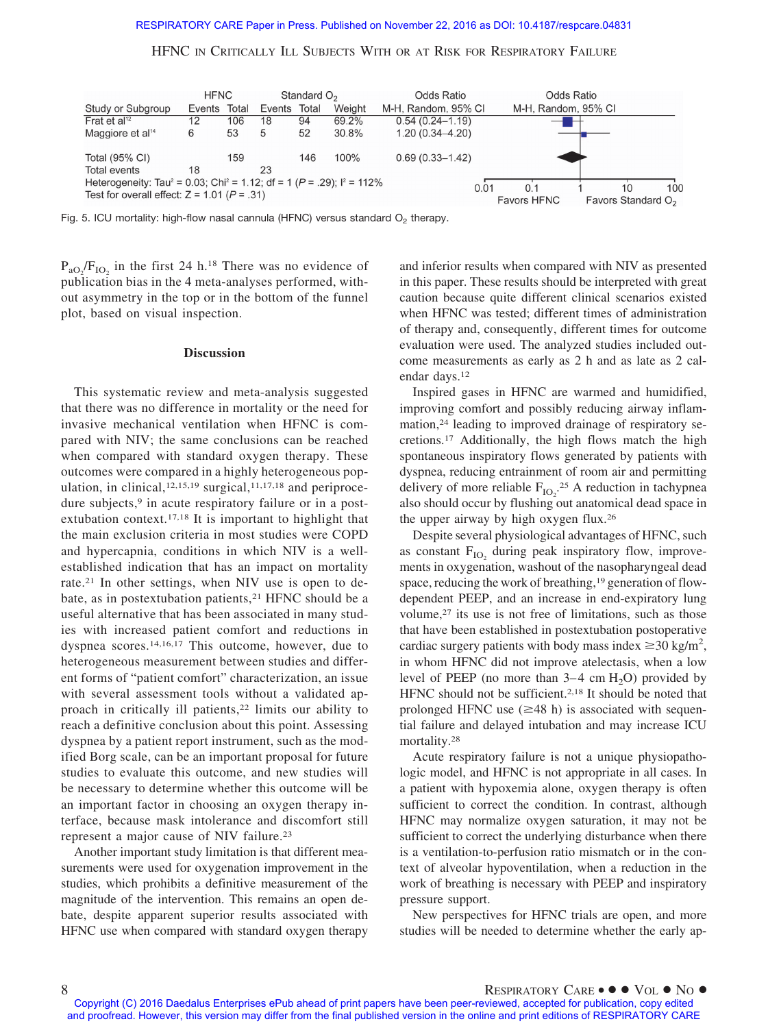| Study or Subgroup | HFNC Events | HFNC Total | Standard $O_2$ Events | Standard $O_2$ Total | Weight | Odds Ratio M-H, Random, 95% CI |
|---|---|---|---|---|---|---|
| Frat et al[12] | 12 | 106 | 18 | 94 | 69.2% | 0.54 (0.24–1.19) |
| Maggiore et al[14] | 6 | 53 | 5 | 52 | 30.8% | 1.20 (0.34–4.20) |
| Total (95% CI) | | 159 | | 146 | 100% | 0.69 (0.33–1.42) |
| Total events | 18 | | 23 | | | |

Heterogeneity: $Tau^2 = 0.03$; $Chi^2 = 1.12$; df = 1 ($P = .29$); $I^2 = 112\%$
Test for overall effect: $Z = 1.01$ ($P = .31$)

Fig. 5. ICU mortality: high-flow nasal cannula (HFNC) versus standard $O_2$ therapy.

$P_{aO_2}/F_{IO_2}$ in the first 24 h.[18] There was no evidence of publication bias in the 4 meta-analyses performed, without asymmetry in the top or in the bottom of the funnel plot, based on visual inspection.

## Discussion

This systematic review and meta-analysis suggested that there was no difference in mortality or the need for invasive mechanical ventilation when HFNC is compared with NIV; the same conclusions can be reached when compared with standard oxygen therapy. These outcomes were compared in a highly heterogeneous population, in clinical,[12,15,19] surgical,[11,17,18] and periprocedure subjects,[9] in acute respiratory failure or in a postextubation context.[17,18] It is important to highlight that the main exclusion criteria in most studies were COPD and hypercapnia, conditions in which NIV is a well-established indication that has an impact on mortality rate.[21] In other settings, when NIV use is open to debate, as in postextubation patients,[21] HFNC should be a useful alternative that has been associated in many studies with increased patient comfort and reductions in dyspnea scores.[14,16,17] This outcome, however, due to heterogeneous measurement between studies and different forms of "patient comfort" characterization, an issue with several assessment tools without a validated approach in critically ill patients,[22] limits our ability to reach a definitive conclusion about this point. Assessing dyspnea by a patient report instrument, such as the modified Borg scale, can be an important proposal for future studies to evaluate this outcome, and new studies will be necessary to determine whether this outcome will be an important factor in choosing an oxygen therapy interface, because mask intolerance and discomfort still represent a major cause of NIV failure.[23]

Another important study limitation is that different measurements were used for oxygenation improvement in the studies, which prohibits a definitive measurement of the magnitude of the intervention. This remains an open debate, despite apparent superior results associated with HFNC use when compared with standard oxygen therapy and inferior results when compared with NIV as presented in this paper. These results should be interpreted with great caution because quite different clinical scenarios existed when HFNC was tested; different times of administration of therapy and, consequently, different times for outcome evaluation were used. The analyzed studies included outcome measurements as early as 2 h and as late as 2 calendar days.[12]

Inspired gases in HFNC are warmed and humidified, improving comfort and possibly reducing airway inflammation,[24] leading to improved drainage of respiratory secretions.[17] Additionally, the high flows match the high spontaneous inspiratory flows generated by patients with dyspnea, reducing entrainment of room air and permitting delivery of more reliable $F_{IO_2}$.[25] A reduction in tachypnea also should occur by flushing out anatomical dead space in the upper airway by high oxygen flux.[26]

Despite several physiological advantages of HFNC, such as constant $F_{IO_2}$ during peak inspiratory flow, improvements in oxygenation, washout of the nasopharyngeal dead space, reducing the work of breathing,[19] generation of flow-dependent PEEP, and an increase in end-expiratory lung volume,[27] its use is not free of limitations, such as those that have been established in postextubation postoperative cardiac surgery patients with body mass index $\geq 30$ kg/m$^2$, in whom HFNC did not improve atelectasis, when a low level of PEEP (no more than 3–4 cm $H_2O$) provided by HFNC should not be sufficient.[2,18] It should be noted that prolonged HFNC use ($\geq 48$ h) is associated with sequential failure and delayed intubation and may increase ICU mortality.[28]

Acute respiratory failure is not a unique physiopathologic model, and HFNC is not appropriate in all cases. In a patient with hypoxemia alone, oxygen therapy is often sufficient to correct the condition. In contrast, although HFNC may normalize oxygen saturation, it may not be sufficient to correct the underlying disturbance when there is a ventilation-to-perfusion ratio mismatch or in the context of alveolar hypoventilation, when a reduction in the work of breathing is necessary with PEEP and inspiratory pressure support.

New perspectives for HFNC trials are open, and more studies will be needed to determine whether the early ap-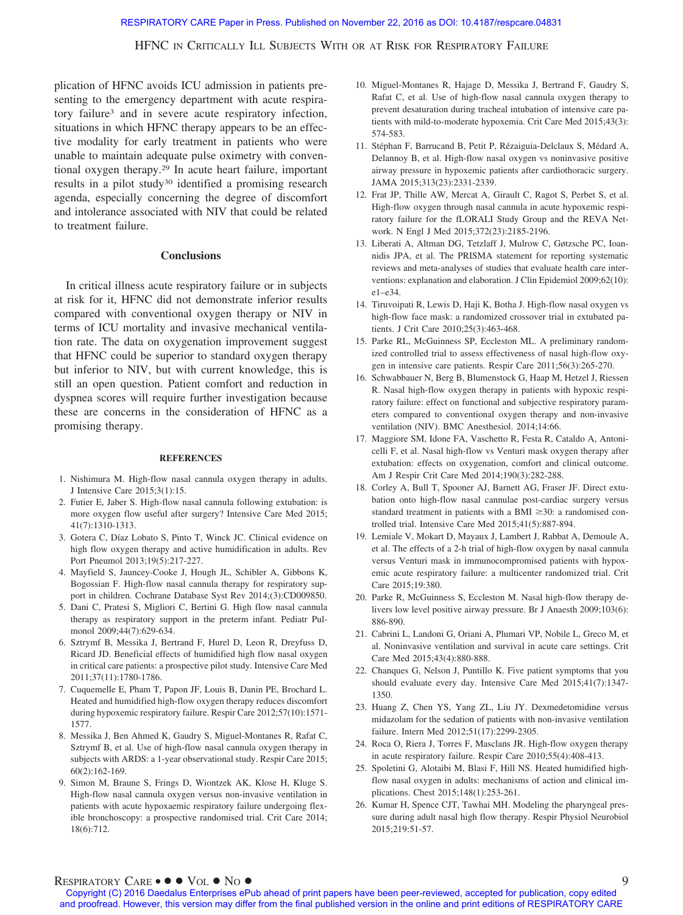plication of HFNC avoids ICU admission in patients presenting to the emergency department with acute respiratory failure[3] and in severe acute respiratory infection, situations in which HFNC therapy appears to be an effective modality for early treatment in patients who were unable to maintain adequate pulse oximetry with conventional oxygen therapy.[29] In acute heart failure, important results in a pilot study[30] identified a promising research agenda, especially concerning the degree of discomfort and intolerance associated with NIV that could be related to treatment failure.

## Conclusions

In critical illness acute respiratory failure or in subjects at risk for it, HFNC did not demonstrate inferior results compared with conventional oxygen therapy or NIV in terms of ICU mortality and invasive mechanical ventilation rate. The data on oxygenation improvement suggest that HFNC could be superior to standard oxygen therapy but inferior to NIV, but with current knowledge, this is still an open question. Patient comfort and reduction in dyspnea scores will require further investigation because these are concerns in the consideration of HFNC as a promising therapy.

## REFERENCES

1. Nishimura M. High-flow nasal cannula oxygen therapy in adults. J Intensive Care 2015;3(1):15.
2. Futier E, Jaber S. High-flow nasal cannula following extubation: is more oxygen flow useful after surgery? Intensive Care Med 2015; 41(7):1310-1313.
3. Gotera C, Díaz Lobato S, Pinto T, Winck JC. Clinical evidence on high flow oxygen therapy and active humidification in adults. Rev Port Pneumol 2013;19(5):217-227.
4. Mayfield S, Jauncey-Cooke J, Hough JL, Schibler A, Gibbons K, Bogossian F. High-flow nasal cannula therapy for respiratory support in children. Cochrane Database Syst Rev 2014;(3):CD009850.
5. Dani C, Pratesi S, Migliori C, Bertini G. High flow nasal cannula therapy as respiratory support in the preterm infant. Pediatr Pulmonol 2009;44(7):629-634.
6. Sztrymf B, Messika J, Bertrand F, Hurel D, Leon R, Dreyfuss D, Ricard JD. Beneficial effects of humidified high flow nasal oxygen in critical care patients: a prospective pilot study. Intensive Care Med 2011;37(11):1780-1786.
7. Cuquemelle E, Pham T, Papon JF, Louis B, Danin PE, Brochard L. Heated and humidified high-flow oxygen therapy reduces discomfort during hypoxemic respiratory failure. Respir Care 2012;57(10):1571-1577.
8. Messika J, Ben Ahmed K, Gaudry S, Miguel-Montanes R, Rafat C, Sztrymf B, et al. Use of high-flow nasal cannula oxygen therapy in subjects with ARDS: a 1-year observational study. Respir Care 2015; 60(2):162-169.
9. Simon M, Braune S, Frings D, Wiontzek AK, Klose H, Kluge S. High-flow nasal cannula oxygen versus non-invasive ventilation in patients with acute hypoxaemic respiratory failure undergoing flexible bronchoscopy: a prospective randomised trial. Crit Care 2014; 18(6):712.
10. Miguel-Montanes R, Hajage D, Messika J, Bertrand F, Gaudry S, Rafat C, et al. Use of high-flow nasal cannula oxygen therapy to prevent desaturation during tracheal intubation of intensive care patients with mild-to-moderate hypoxemia. Crit Care Med 2015;43(3): 574-583.
11. Stéphan F, Barrucand B, Petit P, Rézaiguia-Delclaux S, Médard A, Delannoy B, et al. High-flow nasal oxygen vs noninvasive positive airway pressure in hypoxemic patients after cardiothoracic surgery. JAMA 2015;313(23):2331-2339.
12. Frat JP, Thille AW, Mercat A, Girault C, Ragot S, Perbet S, et al. High-flow oxygen through nasal cannula in acute hypoxemic respiratory failure for the fLORALI Study Group and the REVA Network. N Engl J Med 2015;372(23):2185-2196.
13. Liberati A, Altman DG, Tetzlaff J, Mulrow C, Gøtzsche PC, Ioannidis JPA, et al. The PRISMA statement for reporting systematic reviews and meta-analyses of studies that evaluate health care interventions: explanation and elaboration. J Clin Epidemiol 2009;62(10): e1–e34.
14. Tiruvoipati R, Lewis D, Haji K, Botha J. High-flow nasal oxygen vs high-flow face mask: a randomized crossover trial in extubated patients. J Crit Care 2010;25(3):463-468.
15. Parke RL, McGuinness SP, Eccleston ML. A preliminary randomized controlled trial to assess effectiveness of nasal high-flow oxygen in intensive care patients. Respir Care 2011;56(3):265-270.
16. Schwabbauer N, Berg B, Blumenstock G, Haap M, Hetzel J, Riessen R. Nasal high-flow oxygen therapy in patients with hypoxic respiratory failure: effect on functional and subjective respiratory parameters compared to conventional oxygen therapy and non-invasive ventilation (NIV). BMC Anesthesiol. 2014;14:66.
17. Maggiore SM, Idone FA, Vaschetto R, Festa R, Cataldo A, Antonicelli F, et al. Nasal high-flow vs Venturi mask oxygen therapy after extubation: effects on oxygenation, comfort and clinical outcome. Am J Respir Crit Care Med 2014;190(3):282-288.
18. Corley A, Bull T, Spooner AJ, Barnett AG, Fraser JF. Direct extubation onto high-flow nasal cannulae post-cardiac surgery versus standard treatment in patients with a BMI ≥30: a randomised controlled trial. Intensive Care Med 2015;41(5):887-894.
19. Lemiale V, Mokart D, Mayaux J, Lambert J, Rabbat A, Demoule A, et al. The effects of a 2-h trial of high-flow oxygen by nasal cannula versus Venturi mask in immunocompromised patients with hypoxemic acute respiratory failure: a multicenter randomized trial. Crit Care 2015;19:380.
20. Parke R, McGuinness S, Eccleston M. Nasal high-flow therapy delivers low level positive airway pressure. Br J Anaesth 2009;103(6): 886-890.
21. Cabrini L, Landoni G, Oriani A, Plumari VP, Nobile L, Greco M, et al. Noninvasive ventilation and survival in acute care settings. Crit Care Med 2015;43(4):880-888.
22. Chanques G, Nelson J, Puntillo K. Five patient symptoms that you should evaluate every day. Intensive Care Med 2015;41(7):1347-1350.
23. Huang Z, Chen YS, Yang ZL, Liu JY. Dexmedetomidine versus midazolam for the sedation of patients with non-invasive ventilation failure. Intern Med 2012;51(17):2299-2305.
24. Roca O, Riera J, Torres F, Masclans JR. High-flow oxygen therapy in acute respiratory failure. Respir Care 2010;55(4):408-413.
25. Spoletini G, Alotaibi M, Blasi F, Hill NS. Heated humidified high-flow nasal oxygen in adults: mechanisms of action and clinical implications. Chest 2015;148(1):253-261.
26. Kumar H, Spence CJT, Tawhai MH. Modeling the pharyngeal pressure during adult nasal high flow therapy. Respir Physiol Neurobiol 2015;219:51-57.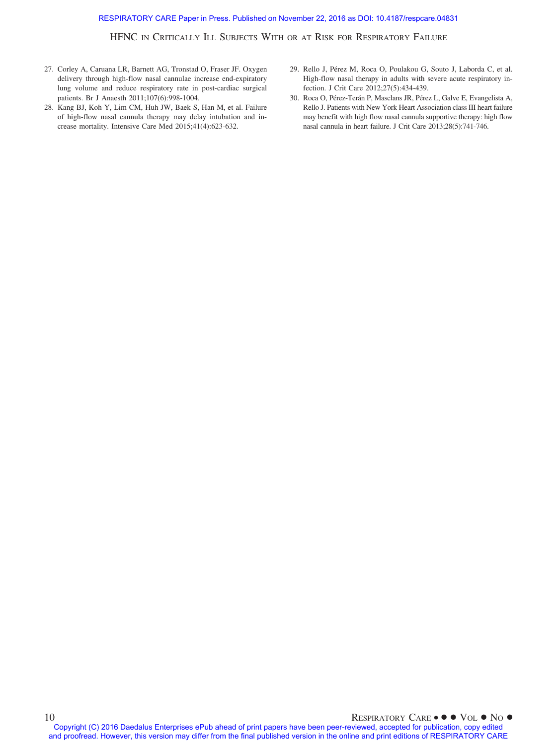27. Corley A, Caruana LR, Barnett AG, Tronstad O, Fraser JF. Oxygen delivery through high-flow nasal cannulae increase end-expiratory lung volume and reduce respiratory rate in post-cardiac surgical patients. Br J Anaesth 2011;107(6):998-1004.
28. Kang BJ, Koh Y, Lim CM, Huh JW, Baek S, Han M, et al. Failure of high-flow nasal cannula therapy may delay intubation and increase mortality. Intensive Care Med 2015;41(4):623-632.
29. Rello J, Pérez M, Roca O, Poulakou G, Souto J, Laborda C, et al. High-flow nasal therapy in adults with severe acute respiratory infection. J Crit Care 2012;27(5):434-439.
30. Roca O, Pérez-Terán P, Masclans JR, Pérez L, Galve E, Evangelista A, Rello J. Patients with New York Heart Association class III heart failure may benefit with high flow nasal cannula supportive therapy: high flow nasal cannula in heart failure. J Crit Care 2013;28(5):741-746.